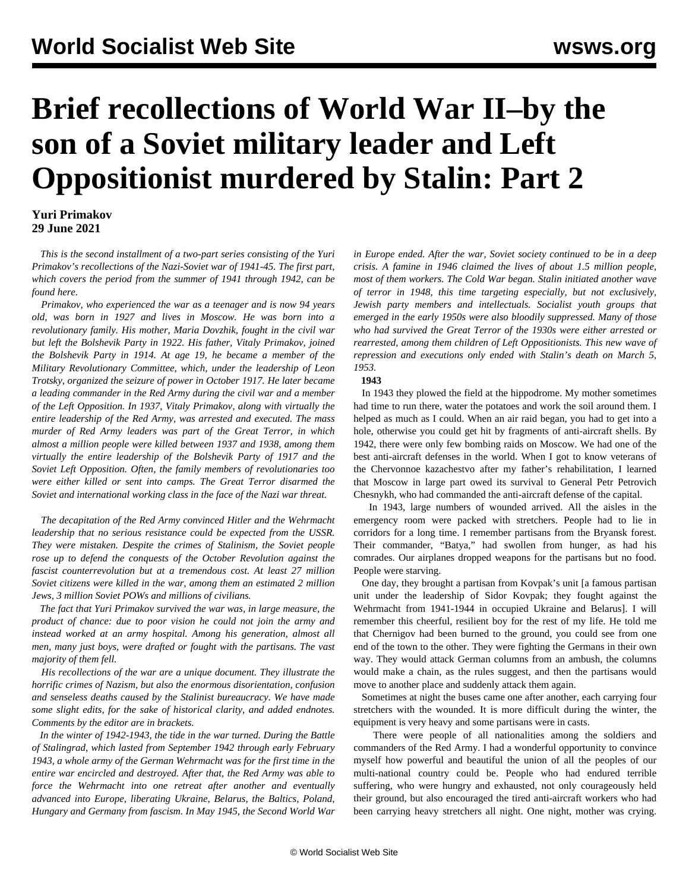# Brief recollections of World War II–by the son of a Soviet military leader and Left Oppositionist murdered by Stalin: Part 2

**Yuri Primakov**
**29 June 2021**

*This is the second installment of a two-part series consisting of the Yuri Primakov's recollections of the Nazi-Soviet war of 1941-45. The first part, which covers the period from the summer of 1941 through 1942, can be found here.*

*Primakov, who experienced the war as a teenager and is now 94 years old, was born in 1927 and lives in Moscow. He was born into a revolutionary family. His mother, Maria Dovzhik, fought in the civil war but left the Bolshevik Party in 1922. His father, Vitaly Primakov, joined the Bolshevik Party in 1914. At age 19, he became a member of the Military Revolutionary Committee, which, under the leadership of Leon Trotsky, organized the seizure of power in October 1917. He later became a leading commander in the Red Army during the civil war and a member of the Left Opposition. In 1937, Vitaly Primakov, along with virtually the entire leadership of the Red Army, was arrested and executed. The mass murder of Red Army leaders was part of the Great Terror, in which almost a million people were killed between 1937 and 1938, among them virtually the entire leadership of the Bolshevik Party of 1917 and the Soviet Left Opposition. Often, the family members of revolutionaries too were either killed or sent into camps. The Great Terror disarmed the Soviet and international working class in the face of the Nazi war threat.*

*The decapitation of the Red Army convinced Hitler and the Wehrmacht leadership that no serious resistance could be expected from the USSR. They were mistaken. Despite the crimes of Stalinism, the Soviet people rose up to defend the conquests of the October Revolution against the fascist counterrevolution but at a tremendous cost. At least 27 million Soviet citizens were killed in the war, among them an estimated 2 million Jews, 3 million Soviet POWs and millions of civilians.*

*The fact that Yuri Primakov survived the war was, in large measure, the product of chance: due to poor vision he could not join the army and instead worked at an army hospital. Among his generation, almost all men, many just boys, were drafted or fought with the partisans. The vast majority of them fell.*

*His recollections of the war are a unique document. They illustrate the horrific crimes of Nazism, but also the enormous disorientation, confusion and senseless deaths caused by the Stalinist bureaucracy. We have made some slight edits, for the sake of historical clarity, and added endnotes. Comments by the editor are in brackets.*

*In the winter of 1942-1943, the tide in the war turned. During the Battle of Stalingrad, which lasted from September 1942 through early February 1943, a whole army of the German Wehrmacht was for the first time in the entire war encircled and destroyed. After that, the Red Army was able to force the Wehrmacht into one retreat after another and eventually advanced into Europe, liberating Ukraine, Belarus, the Baltics, Poland, Hungary and Germany from fascism. In May 1945, the Second World War in Europe ended. After the war, Soviet society continued to be in a deep crisis. A famine in 1946 claimed the lives of about 1.5 million people, most of them workers. The Cold War began. Stalin initiated another wave of terror in 1948, this time targeting especially, but not exclusively, Jewish party members and intellectuals. Socialist youth groups that emerged in the early 1950s were also bloodily suppressed. Many of those who had survived the Great Terror of the 1930s were either arrested or rearrested, among them children of Left Oppositionists. This new wave of repression and executions only ended with Stalin's death on March 5, 1953.*

**1943**

In 1943 they plowed the field at the hippodrome. My mother sometimes had time to run there, water the potatoes and work the soil around them. I helped as much as I could. When an air raid began, you had to get into a hole, otherwise you could get hit by fragments of anti-aircraft shells. By 1942, there were only few bombing raids on Moscow. We had one of the best anti-aircraft defenses in the world. When I got to know veterans of the Chervonnoe kazachestvo after my father's rehabilitation, I learned that Moscow in large part owed its survival to General Petr Petrovich Chesnykh, who had commanded the anti-aircraft defense of the capital.

In 1943, large numbers of wounded arrived. All the aisles in the emergency room were packed with stretchers. People had to lie in corridors for a long time. I remember partisans from the Bryansk forest. Their commander, "Batya," had swollen from hunger, as had his comrades. Our airplanes dropped weapons for the partisans but no food. People were starving.

One day, they brought a partisan from Kovpak's unit [a famous partisan unit under the leadership of Sidor Kovpak; they fought against the Wehrmacht from 1941-1944 in occupied Ukraine and Belarus]. I will remember this cheerful, resilient boy for the rest of my life. He told me that Chernigov had been burned to the ground, you could see from one end of the town to the other. They were fighting the Germans in their own way. They would attack German columns from an ambush, the columns would make a chain, as the rules suggest, and then the partisans would move to another place and suddenly attack them again.

Sometimes at night the buses came one after another, each carrying four stretchers with the wounded. It is more difficult during the winter, the equipment is very heavy and some partisans were in casts.

There were people of all nationalities among the soldiers and commanders of the Red Army. I had a wonderful opportunity to convince myself how powerful and beautiful the union of all the peoples of our multi-national country could be. People who had endured terrible suffering, who were hungry and exhausted, not only courageously held their ground, but also encouraged the tired anti-aircraft workers who had been carrying heavy stretchers all night. One night, mother was crying.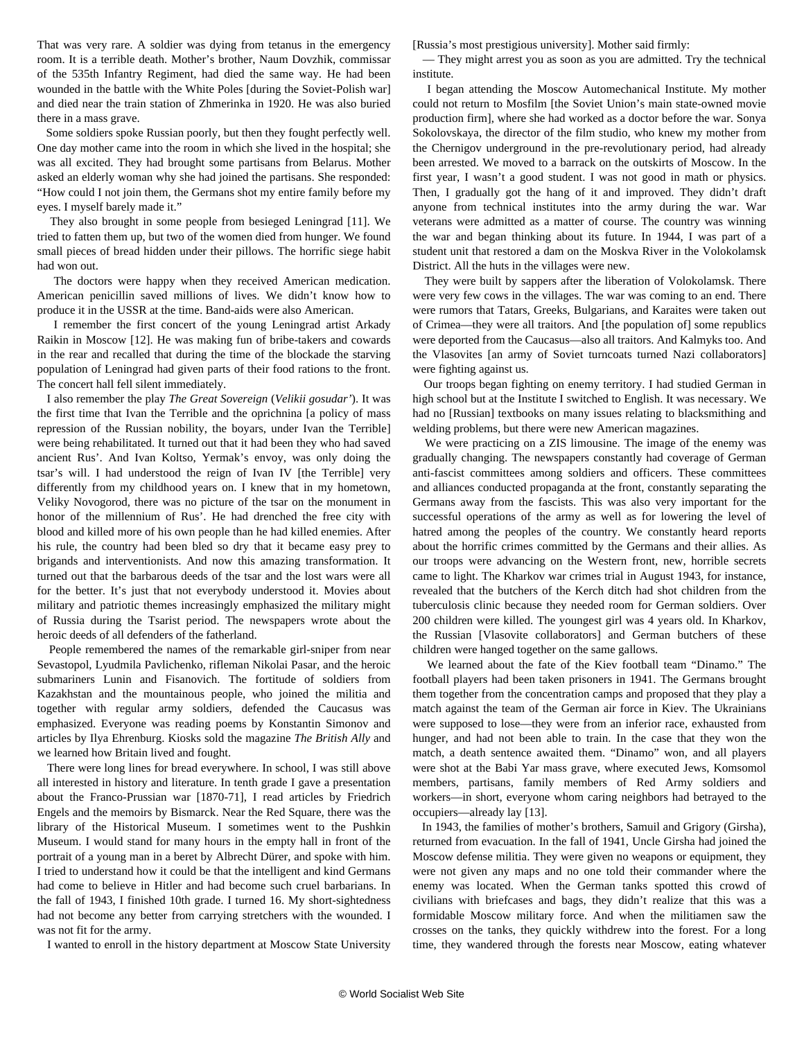That was very rare. A soldier was dying from tetanus in the emergency room. It is a terrible death. Mother's brother, Naum Dovzhik, commissar of the 535th Infantry Regiment, had died the same way. He had been wounded in the battle with the White Poles [during the Soviet-Polish war] and died near the train station of Zhmerinka in 1920. He was also buried there in a mass grave.

Some soldiers spoke Russian poorly, but then they fought perfectly well. One day mother came into the room in which she lived in the hospital; she was all excited. They had brought some partisans from Belarus. Mother asked an elderly woman why she had joined the partisans. She responded: "How could I not join them, the Germans shot my entire family before my eyes. I myself barely made it."

They also brought in some people from besieged Leningrad [11]. We tried to fatten them up, but two of the women died from hunger. We found small pieces of bread hidden under their pillows. The horrific siege habit had won out.

The doctors were happy when they received American medication. American penicillin saved millions of lives. We didn't know how to produce it in the USSR at the time. Band-aids were also American.

I remember the first concert of the young Leningrad artist Arkady Raikin in Moscow [12]. He was making fun of bribe-takers and cowards in the rear and recalled that during the time of the blockade the starving population of Leningrad had given parts of their food rations to the front. The concert hall fell silent immediately.

I also remember the play *The Great Sovereign* (*Velikii gosudar'*). It was the first time that Ivan the Terrible and the oprichnina [a policy of mass repression of the Russian nobility, the boyars, under Ivan the Terrible] were being rehabilitated. It turned out that it had been they who had saved ancient Rus'. And Ivan Koltso, Yermak's envoy, was only doing the tsar's will. I had understood the reign of Ivan IV [the Terrible] very differently from my childhood years on. I knew that in my hometown, Veliky Novogorod, there was no picture of the tsar on the monument in honor of the millennium of Rus'. He had drenched the free city with blood and killed more of his own people than he had killed enemies. After his rule, the country had been bled so dry that it became easy prey to brigands and interventionists. And now this amazing transformation. It turned out that the barbarous deeds of the tsar and the lost wars were all for the better. It's just that not everybody understood it. Movies about military and patriotic themes increasingly emphasized the military might of Russia during the Tsarist period. The newspapers wrote about the heroic deeds of all defenders of the fatherland.

People remembered the names of the remarkable girl-sniper from near Sevastopol, Lyudmila Pavlichenko, rifleman Nikolai Pasar, and the heroic submariners Lunin and Fisanovich. The fortitude of soldiers from Kazakhstan and the mountainous people, who joined the militia and together with regular army soldiers, defended the Caucasus was emphasized. Everyone was reading poems by Konstantin Simonov and articles by Ilya Ehrenburg. Kiosks sold the magazine *The British Ally* and we learned how Britain lived and fought.

There were long lines for bread everywhere. In school, I was still above all interested in history and literature. In tenth grade I gave a presentation about the Franco-Prussian war [1870-71], I read articles by Friedrich Engels and the memoirs by Bismarck. Near the Red Square, there was the library of the Historical Museum. I sometimes went to the Pushkin Museum. I would stand for many hours in the empty hall in front of the portrait of a young man in a beret by Albrecht Dürer, and spoke with him. I tried to understand how it could be that the intelligent and kind Germans had come to believe in Hitler and had become such cruel barbarians. In the fall of 1943, I finished 10th grade. I turned 16. My short-sightedness had not become any better from carrying stretchers with the wounded. I was not fit for the army.

I wanted to enroll in the history department at Moscow State University [Russia's most prestigious university]. Mother said firmly:

— They might arrest you as soon as you are admitted. Try the technical institute.

I began attending the Moscow Automechanical Institute. My mother could not return to Mosfilm [the Soviet Union's main state-owned movie production firm], where she had worked as a doctor before the war. Sonya Sokolovskaya, the director of the film studio, who knew my mother from the Chernigov underground in the pre-revolutionary period, had already been arrested. We moved to a barrack on the outskirts of Moscow. In the first year, I wasn't a good student. I was not good in math or physics. Then, I gradually got the hang of it and improved. They didn't draft anyone from technical institutes into the army during the war. War veterans were admitted as a matter of course. The country was winning the war and began thinking about its future. In 1944, I was part of a student unit that restored a dam on the Moskva River in the Volokolamsk District. All the huts in the villages were new.

They were built by sappers after the liberation of Volokolamsk. There were very few cows in the villages. The war was coming to an end. There were rumors that Tatars, Greeks, Bulgarians, and Karaites were taken out of Crimea—they were all traitors. And [the population of] some republics were deported from the Caucasus—also all traitors. And Kalmyks too. And the Vlasovites [an army of Soviet turncoats turned Nazi collaborators] were fighting against us.

Our troops began fighting on enemy territory. I had studied German in high school but at the Institute I switched to English. It was necessary. We had no [Russian] textbooks on many issues relating to blacksmithing and welding problems, but there were new American magazines.

We were practicing on a ZIS limousine. The image of the enemy was gradually changing. The newspapers constantly had coverage of German anti-fascist committees among soldiers and officers. These committees and alliances conducted propaganda at the front, constantly separating the Germans away from the fascists. This was also very important for the successful operations of the army as well as for lowering the level of hatred among the peoples of the country. We constantly heard reports about the horrific crimes committed by the Germans and their allies. As our troops were advancing on the Western front, new, horrible secrets came to light. The Kharkov war crimes trial in August 1943, for instance, revealed that the butchers of the Kerch ditch had shot children from the tuberculosis clinic because they needed room for German soldiers. Over 200 children were killed. The youngest girl was 4 years old. In Kharkov, the Russian [Vlasovite collaborators] and German butchers of these children were hanged together on the same gallows.

We learned about the fate of the Kiev football team "Dinamo." The football players had been taken prisoners in 1941. The Germans brought them together from the concentration camps and proposed that they play a match against the team of the German air force in Kiev. The Ukrainians were supposed to lose—they were from an inferior race, exhausted from hunger, and had not been able to train. In the case that they won the match, a death sentence awaited them. "Dinamo" won, and all players were shot at the Babi Yar mass grave, where executed Jews, Komsomol members, partisans, family members of Red Army soldiers and workers—in short, everyone whom caring neighbors had betrayed to the occupiers—already lay [13].

In 1943, the families of mother's brothers, Samuil and Grigory (Girsha), returned from evacuation. In the fall of 1941, Uncle Girsha had joined the Moscow defense militia. They were given no weapons or equipment, they were not given any maps and no one told their commander where the enemy was located. When the German tanks spotted this crowd of civilians with briefcases and bags, they didn't realize that this was a formidable Moscow military force. And when the militiamen saw the crosses on the tanks, they quickly withdrew into the forest. For a long time, they wandered through the forests near Moscow, eating whatever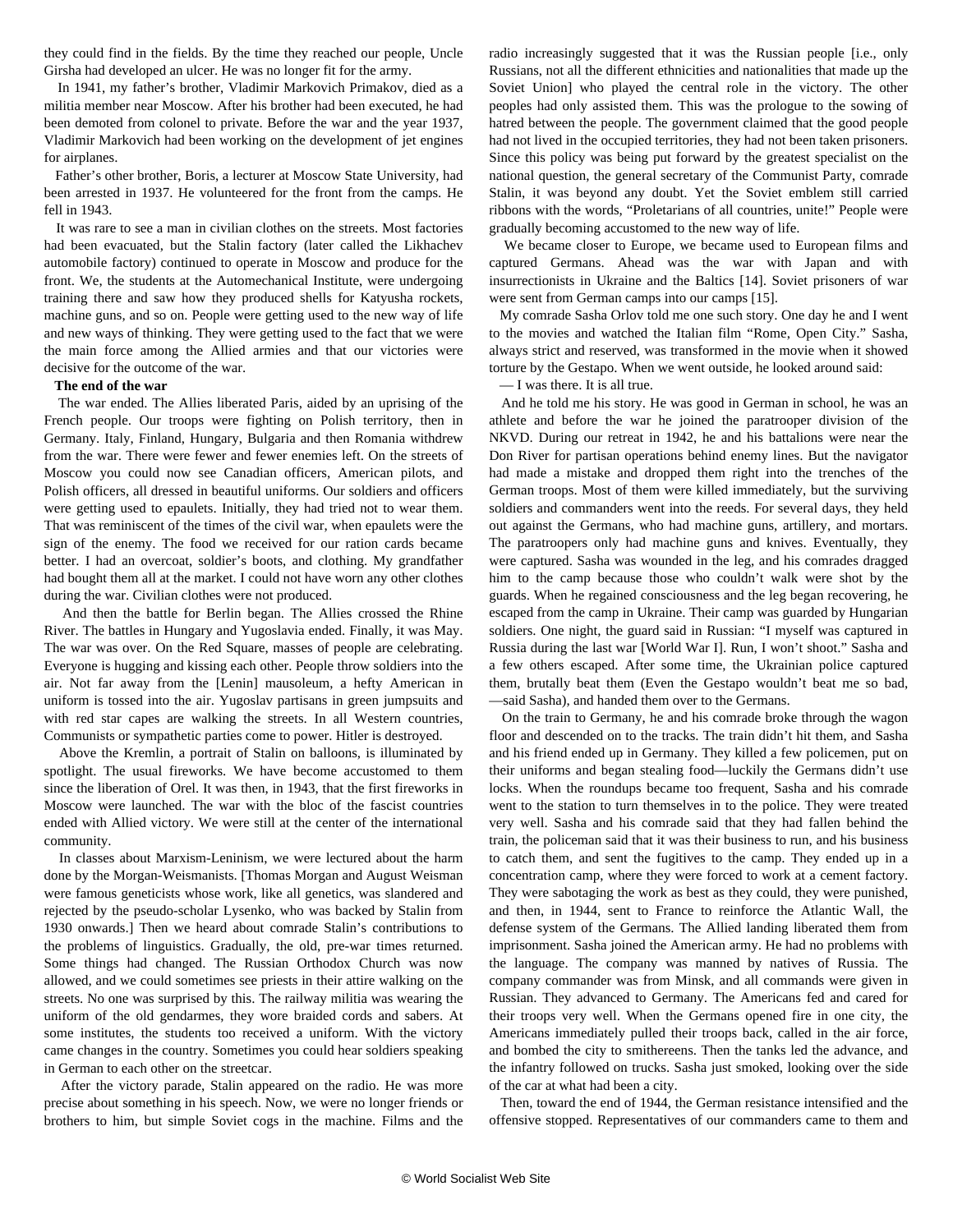they could find in the fields. By the time they reached our people, Uncle Girsha had developed an ulcer. He was no longer fit for the army.

In 1941, my father's brother, Vladimir Markovich Primakov, died as a militia member near Moscow. After his brother had been executed, he had been demoted from colonel to private. Before the war and the year 1937, Vladimir Markovich had been working on the development of jet engines for airplanes.

Father's other brother, Boris, a lecturer at Moscow State University, had been arrested in 1937. He volunteered for the front from the camps. He fell in 1943.

It was rare to see a man in civilian clothes on the streets. Most factories had been evacuated, but the Stalin factory (later called the Likhachev automobile factory) continued to operate in Moscow and produce for the front. We, the students at the Automechanical Institute, were undergoing training there and saw how they produced shells for Katyusha rockets, machine guns, and so on. People were getting used to the new way of life and new ways of thinking. They were getting used to the fact that we were the main force among the Allied armies and that our victories were decisive for the outcome of the war.

**The end of the war**

The war ended. The Allies liberated Paris, aided by an uprising of the French people. Our troops were fighting on Polish territory, then in Germany. Italy, Finland, Hungary, Bulgaria and then Romania withdrew from the war. There were fewer and fewer enemies left. On the streets of Moscow you could now see Canadian officers, American pilots, and Polish officers, all dressed in beautiful uniforms. Our soldiers and officers were getting used to epaulets. Initially, they had tried not to wear them. That was reminiscent of the times of the civil war, when epaulets were the sign of the enemy. The food we received for our ration cards became better. I had an overcoat, soldier's boots, and clothing. My grandfather had bought them all at the market. I could not have worn any other clothes during the war. Civilian clothes were not produced.

And then the battle for Berlin began. The Allies crossed the Rhine River. The battles in Hungary and Yugoslavia ended. Finally, it was May. The war was over. On the Red Square, masses of people are celebrating. Everyone is hugging and kissing each other. People throw soldiers into the air. Not far away from the [Lenin] mausoleum, a hefty American in uniform is tossed into the air. Yugoslav partisans in green jumpsuits and with red star capes are walking the streets. In all Western countries, Communists or sympathetic parties come to power. Hitler is destroyed.

Above the Kremlin, a portrait of Stalin on balloons, is illuminated by spotlight. The usual fireworks. We have become accustomed to them since the liberation of Orel. It was then, in 1943, that the first fireworks in Moscow were launched. The war with the bloc of the fascist countries ended with Allied victory. We were still at the center of the international community.

In classes about Marxism-Leninism, we were lectured about the harm done by the Morgan-Weismanists. [Thomas Morgan and August Weisman were famous geneticists whose work, like all genetics, was slandered and rejected by the pseudo-scholar Lysenko, who was backed by Stalin from 1930 onwards.] Then we heard about comrade Stalin's contributions to the problems of linguistics. Gradually, the old, pre-war times returned. Some things had changed. The Russian Orthodox Church was now allowed, and we could sometimes see priests in their attire walking on the streets. No one was surprised by this. The railway militia was wearing the uniform of the old gendarmes, they wore braided cords and sabers. At some institutes, the students too received a uniform. With the victory came changes in the country. Sometimes you could hear soldiers speaking in German to each other on the streetcar.

After the victory parade, Stalin appeared on the radio. He was more precise about something in his speech. Now, we were no longer friends or brothers to him, but simple Soviet cogs in the machine. Films and the radio increasingly suggested that it was the Russian people [i.e., only Russians, not all the different ethnicities and nationalities that made up the Soviet Union] who played the central role in the victory. The other peoples had only assisted them. This was the prologue to the sowing of hatred between the people. The government claimed that the good people had not lived in the occupied territories, they had not been taken prisoners. Since this policy was being put forward by the greatest specialist on the national question, the general secretary of the Communist Party, comrade Stalin, it was beyond any doubt. Yet the Soviet emblem still carried ribbons with the words, "Proletarians of all countries, unite!" People were gradually becoming accustomed to the new way of life.

We became closer to Europe, we became used to European films and captured Germans. Ahead was the war with Japan and with insurrectionists in Ukraine and the Baltics [14]. Soviet prisoners of war were sent from German camps into our camps [15].

My comrade Sasha Orlov told me one such story. One day he and I went to the movies and watched the Italian film "Rome, Open City." Sasha, always strict and reserved, was transformed in the movie when it showed torture by the Gestapo. When we went outside, he looked around said:

— I was there. It is all true.

And he told me his story. He was good in German in school, he was an athlete and before the war he joined the paratrooper division of the NKVD. During our retreat in 1942, he and his battalions were near the Don River for partisan operations behind enemy lines. But the navigator had made a mistake and dropped them right into the trenches of the German troops. Most of them were killed immediately, but the surviving soldiers and commanders went into the reeds. For several days, they held out against the Germans, who had machine guns, artillery, and mortars. The paratroopers only had machine guns and knives. Eventually, they were captured. Sasha was wounded in the leg, and his comrades dragged him to the camp because those who couldn't walk were shot by the guards. When he regained consciousness and the leg began recovering, he escaped from the camp in Ukraine. Their camp was guarded by Hungarian soldiers. One night, the guard said in Russian: "I myself was captured in Russia during the last war [World War I]. Run, I won't shoot." Sasha and a few others escaped. After some time, the Ukrainian police captured them, brutally beat them (Even the Gestapo wouldn't beat me so bad, —said Sasha), and handed them over to the Germans.

On the train to Germany, he and his comrade broke through the wagon floor and descended on to the tracks. The train didn't hit them, and Sasha and his friend ended up in Germany. They killed a few policemen, put on their uniforms and began stealing food—luckily the Germans didn't use locks. When the roundups became too frequent, Sasha and his comrade went to the station to turn themselves in to the police. They were treated very well. Sasha and his comrade said that they had fallen behind the train, the policeman said that it was their business to run, and his business to catch them, and sent the fugitives to the camp. They ended up in a concentration camp, where they were forced to work at a cement factory. They were sabotaging the work as best as they could, they were punished, and then, in 1944, sent to France to reinforce the Atlantic Wall, the defense system of the Germans. The Allied landing liberated them from imprisonment. Sasha joined the American army. He had no problems with the language. The company was manned by natives of Russia. The company commander was from Minsk, and all commands were given in Russian. They advanced to Germany. The Americans fed and cared for their troops very well. When the Germans opened fire in one city, the Americans immediately pulled their troops back, called in the air force, and bombed the city to smithereens. Then the tanks led the advance, and the infantry followed on trucks. Sasha just smoked, looking over the side of the car at what had been a city.

Then, toward the end of 1944, the German resistance intensified and the offensive stopped. Representatives of our commanders came to them and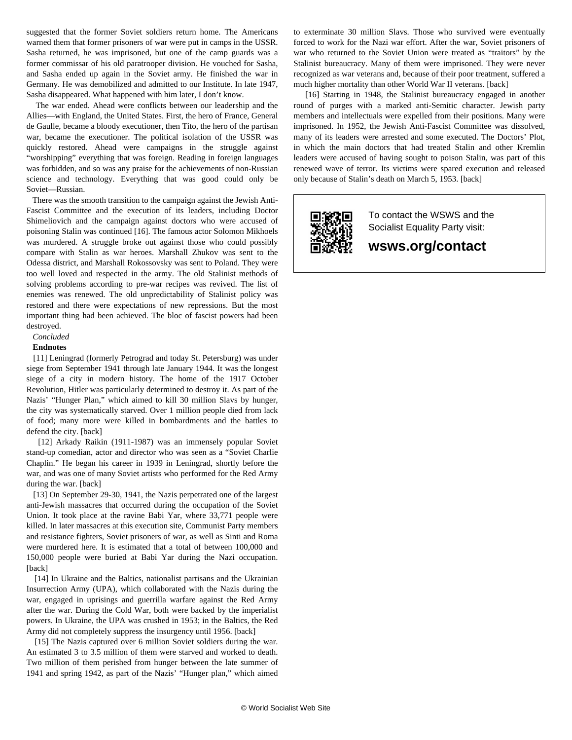suggested that the former Soviet soldiers return home. The Americans warned them that former prisoners of war were put in camps in the USSR. Sasha returned, he was imprisoned, but one of the camp guards was a former commissar of his old paratrooper division. He vouched for Sasha, and Sasha ended up again in the Soviet army. He finished the war in Germany. He was demobilized and admitted to our Institute. In late 1947, Sasha disappeared. What happened with him later, I don't know.

The war ended. Ahead were conflicts between our leadership and the Allies—with England, the United States. First, the hero of France, General de Gaulle, became a bloody executioner, then Tito, the hero of the partisan war, became the executioner. The political isolation of the USSR was quickly restored. Ahead were campaigns in the struggle against "worshipping" everything that was foreign. Reading in foreign languages was forbidden, and so was any praise for the achievements of non-Russian science and technology. Everything that was good could only be Soviet—Russian.

There was the smooth transition to the campaign against the Jewish Anti-Fascist Committee and the execution of its leaders, including Doctor Shimeliovich and the campaign against doctors who were accused of poisoning Stalin was continued [16]. The famous actor Solomon Mikhoels was murdered. A struggle broke out against those who could possibly compare with Stalin as war heroes. Marshall Zhukov was sent to the Odessa district, and Marshall Rokossovsky was sent to Poland. They were too well loved and respected in the army. The old Stalinist methods of solving problems according to pre-war recipes was revived. The list of enemies was renewed. The old unpredictability of Stalinist policy was restored and there were expectations of new repressions. But the most important thing had been achieved. The bloc of fascist powers had been destroyed.

*Concluded*

**Endnotes**

[11] Leningrad (formerly Petrograd and today St. Petersburg) was under siege from September 1941 through late January 1944. It was the longest siege of a city in modern history. The home of the 1917 October Revolution, Hitler was particularly determined to destroy it. As part of the Nazis' "Hunger Plan," which aimed to kill 30 million Slavs by hunger, the city was systematically starved. Over 1 million people died from lack of food; many more were killed in bombardments and the battles to defend the city. [back]

[12] Arkady Raikin (1911-1987) was an immensely popular Soviet stand-up comedian, actor and director who was seen as a "Soviet Charlie Chaplin." He began his career in 1939 in Leningrad, shortly before the war, and was one of many Soviet artists who performed for the Red Army during the war. [back]

[13] On September 29-30, 1941, the Nazis perpetrated one of the largest anti-Jewish massacres that occurred during the occupation of the Soviet Union. It took place at the ravine Babi Yar, where 33,771 people were killed. In later massacres at this execution site, Communist Party members and resistance fighters, Soviet prisoners of war, as well as Sinti and Roma were murdered here. It is estimated that a total of between 100,000 and 150,000 people were buried at Babi Yar during the Nazi occupation. [back]

[14] In Ukraine and the Baltics, nationalist partisans and the Ukrainian Insurrection Army (UPA), which collaborated with the Nazis during the war, engaged in uprisings and guerrilla warfare against the Red Army after the war. During the Cold War, both were backed by the imperialist powers. In Ukraine, the UPA was crushed in 1953; in the Baltics, the Red Army did not completely suppress the insurgency until 1956. [back]

[15] The Nazis captured over 6 million Soviet soldiers during the war. An estimated 3 to 3.5 million of them were starved and worked to death. Two million of them perished from hunger between the late summer of 1941 and spring 1942, as part of the Nazis' "Hunger plan," which aimed to exterminate 30 million Slavs. Those who survived were eventually forced to work for the Nazi war effort. After the war, Soviet prisoners of war who returned to the Soviet Union were treated as "traitors" by the Stalinist bureaucracy. Many of them were imprisoned. They were never recognized as war veterans and, because of their poor treatment, suffered a much higher mortality than other World War II veterans. [back]

[16] Starting in 1948, the Stalinist bureaucracy engaged in another round of purges with a marked anti-Semitic character. Jewish party members and intellectuals were expelled from their positions. Many were imprisoned. In 1952, the Jewish Anti-Fascist Committee was dissolved, many of its leaders were arrested and some executed. The Doctors' Plot, in which the main doctors that had treated Stalin and other Kremlin leaders were accused of having sought to poison Stalin, was part of this renewed wave of terror. Its victims were spared execution and released only because of Stalin's death on March 5, 1953. [back]

To contact the WSWS and the Socialist Equality Party visit:

**wsws.org/contact**